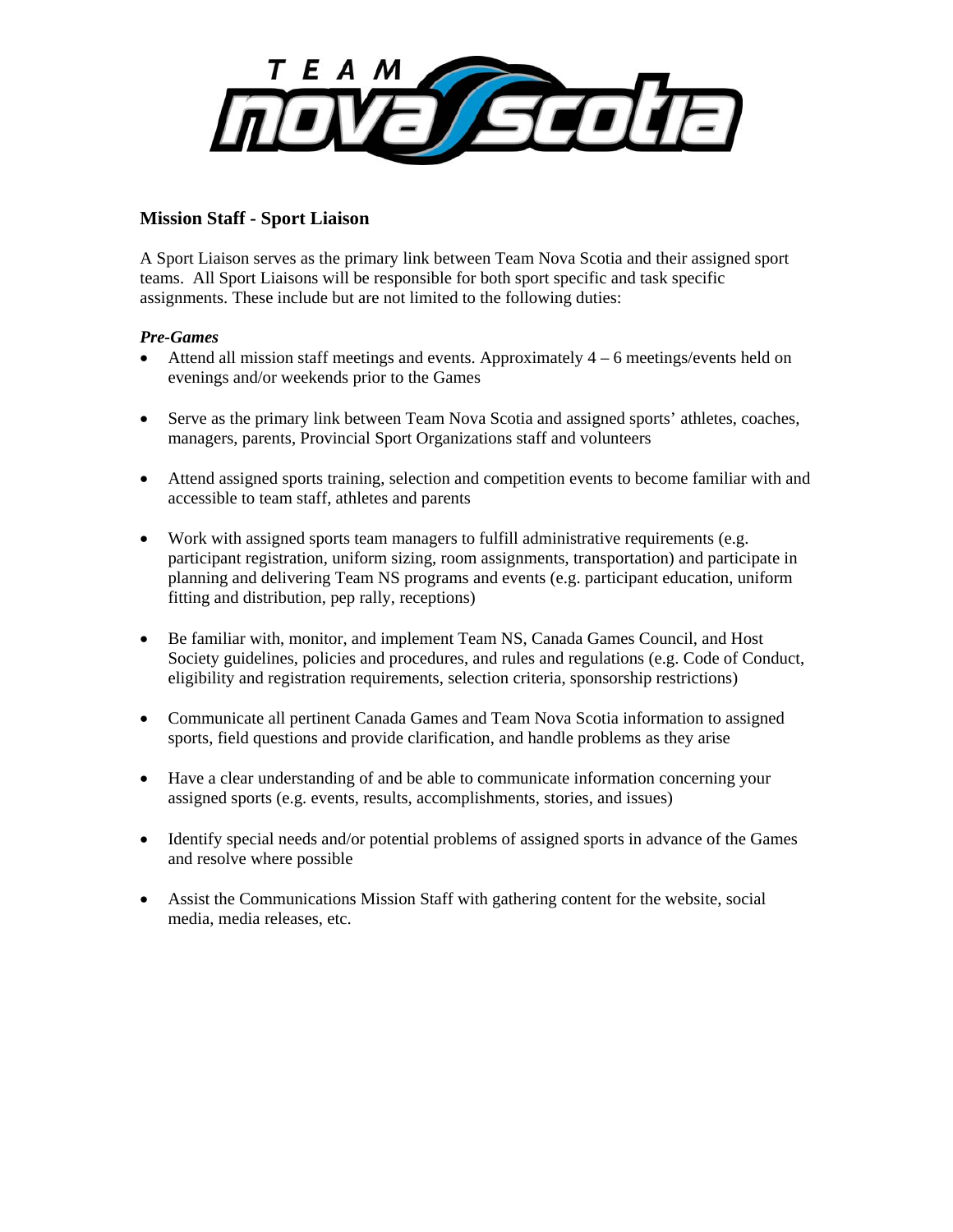# Mission Staff - Sport Liaison

A Sport Liaison serves as the primary link between Team Nova Scotia and their assigned sport teams. All Sport Liaisons will be responsible for both sport specific and task specific assignments. These include but are not limited to the following duties:

***Pre-Games***

- Attend all mission staff meetings and events. Approximately 4 – 6 meetings/events held on evenings and/or weekends prior to the Games
- Serve as the primary link between Team Nova Scotia and assigned sports' athletes, coaches, managers, parents, Provincial Sport Organizations staff and volunteers
- Attend assigned sports training, selection and competition events to become familiar with and accessible to team staff, athletes and parents
- Work with assigned sports team managers to fulfill administrative requirements (e.g. participant registration, uniform sizing, room assignments, transportation) and participate in planning and delivering Team NS programs and events (e.g. participant education, uniform fitting and distribution, pep rally, receptions)
- Be familiar with, monitor, and implement Team NS, Canada Games Council, and Host Society guidelines, policies and procedures, and rules and regulations (e.g. Code of Conduct, eligibility and registration requirements, selection criteria, sponsorship restrictions)
- Communicate all pertinent Canada Games and Team Nova Scotia information to assigned sports, field questions and provide clarification, and handle problems as they arise
- Have a clear understanding of and be able to communicate information concerning your assigned sports (e.g. events, results, accomplishments, stories, and issues)
- Identify special needs and/or potential problems of assigned sports in advance of the Games and resolve where possible
- Assist the Communications Mission Staff with gathering content for the website, social media, media releases, etc.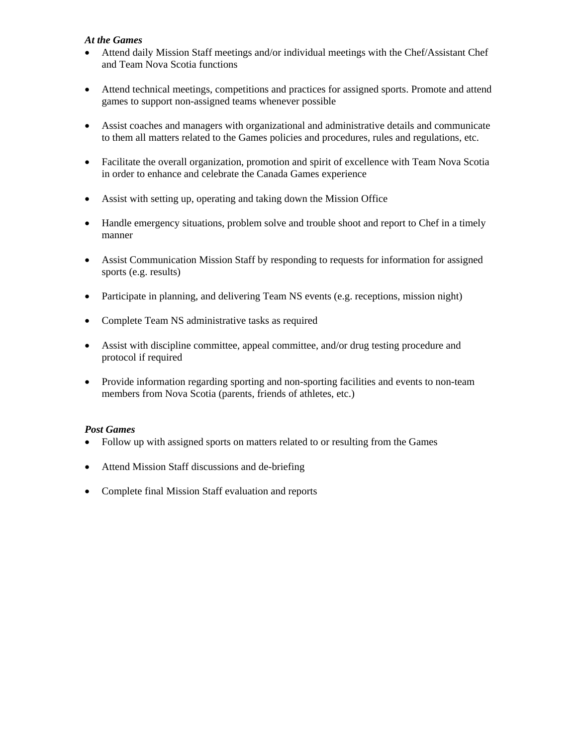***At the Games***

- Attend daily Mission Staff meetings and/or individual meetings with the Chef/Assistant Chef and Team Nova Scotia functions
- Attend technical meetings, competitions and practices for assigned sports. Promote and attend games to support non-assigned teams whenever possible
- Assist coaches and managers with organizational and administrative details and communicate to them all matters related to the Games policies and procedures, rules and regulations, etc.
- Facilitate the overall organization, promotion and spirit of excellence with Team Nova Scotia in order to enhance and celebrate the Canada Games experience
- Assist with setting up, operating and taking down the Mission Office
- Handle emergency situations, problem solve and trouble shoot and report to Chef in a timely manner
- Assist Communication Mission Staff by responding to requests for information for assigned sports (e.g. results)
- Participate in planning, and delivering Team NS events (e.g. receptions, mission night)
- Complete Team NS administrative tasks as required
- Assist with discipline committee, appeal committee, and/or drug testing procedure and protocol if required
- Provide information regarding sporting and non-sporting facilities and events to non-team members from Nova Scotia (parents, friends of athletes, etc.)

***Post Games***

- Follow up with assigned sports on matters related to or resulting from the Games
- Attend Mission Staff discussions and de-briefing
- Complete final Mission Staff evaluation and reports